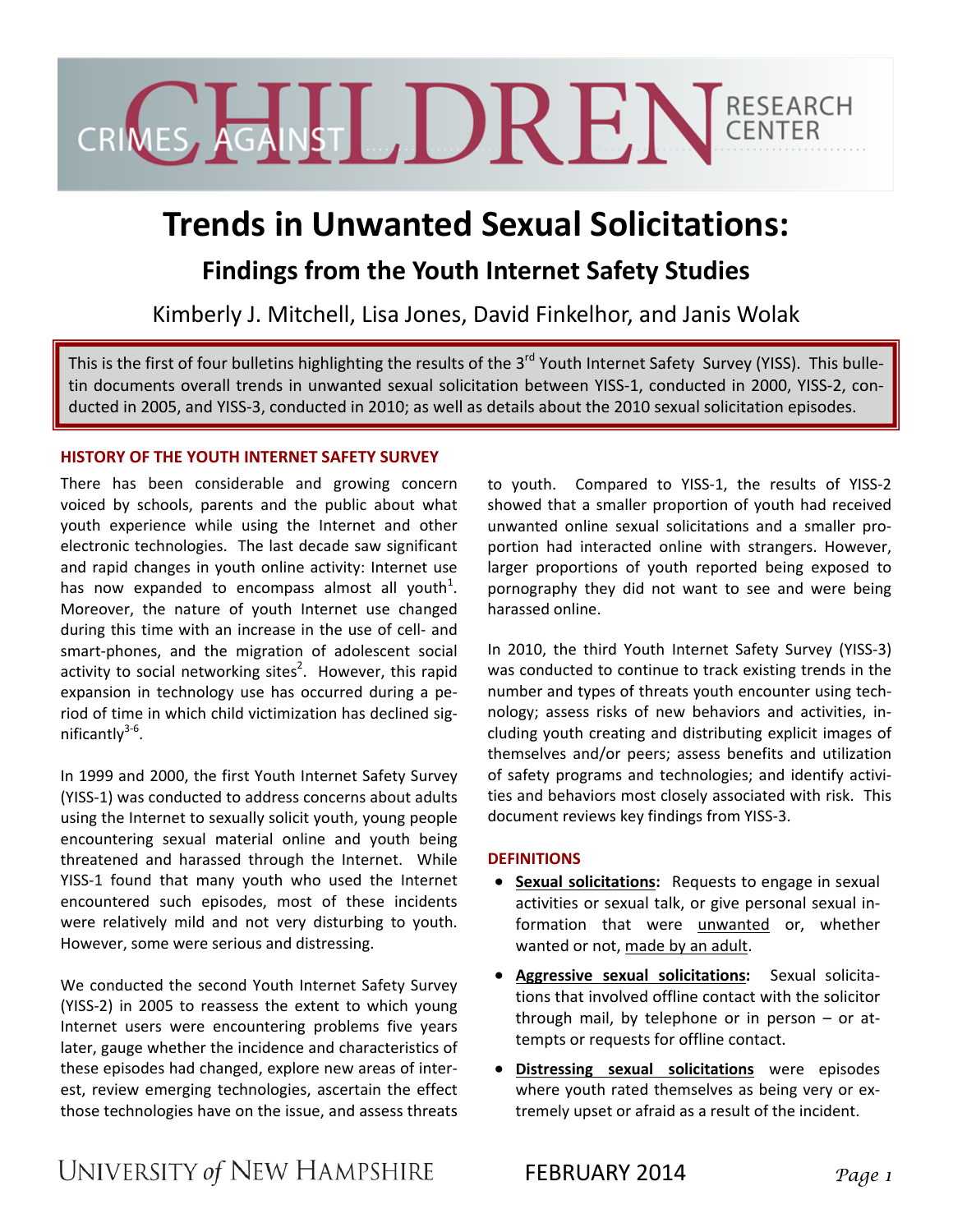CRIMES AGAINST CHILDREN RESEARCH CENTER

# Trends in Unwanted Sexual Solicitations:

## Findings from the Youth Internet Safety Studies

Kimberly J. Mitchell, Lisa Jones, David Finkelhor, and Janis Wolak

This is the first of four bulletins highlighting the results of the 3rd Youth Internet Safety Survey (YISS). This bulletin documents overall trends in unwanted sexual solicitation between YISS-1, conducted in 2000, YISS-2, conducted in 2005, and YISS-3, conducted in 2010; as well as details about the 2010 sexual solicitation episodes.

### HISTORY OF THE YOUTH INTERNET SAFETY SURVEY

There has been considerable and growing concern voiced by schools, parents and the public about what youth experience while using the Internet and other electronic technologies. The last decade saw significant and rapid changes in youth online activity: Internet use has now expanded to encompass almost all youth[1]. Moreover, the nature of youth Internet use changed during this time with an increase in the use of cell- and smart-phones, and the migration of adolescent social activity to social networking sites[2]. However, this rapid expansion in technology use has occurred during a period of time in which child victimization has declined significantly[3-6].

In 1999 and 2000, the first Youth Internet Safety Survey (YISS-1) was conducted to address concerns about adults using the Internet to sexually solicit youth, young people encountering sexual material online and youth being threatened and harassed through the Internet. While YISS-1 found that many youth who used the Internet encountered such episodes, most of these incidents were relatively mild and not very disturbing to youth. However, some were serious and distressing.

We conducted the second Youth Internet Safety Survey (YISS-2) in 2005 to reassess the extent to which young Internet users were encountering problems five years later, gauge whether the incidence and characteristics of these episodes had changed, explore new areas of interest, review emerging technologies, ascertain the effect those technologies have on the issue, and assess threats to youth. Compared to YISS-1, the results of YISS-2 showed that a smaller proportion of youth had received unwanted online sexual solicitations and a smaller proportion had interacted online with strangers. However, larger proportions of youth reported being exposed to pornography they did not want to see and were being harassed online.

In 2010, the third Youth Internet Safety Survey (YISS-3) was conducted to continue to track existing trends in the number and types of threats youth encounter using technology; assess risks of new behaviors and activities, including youth creating and distributing explicit images of themselves and/or peers; assess benefits and utilization of safety programs and technologies; and identify activities and behaviors most closely associated with risk. This document reviews key findings from YISS-3.

### DEFINITIONS

- **Sexual solicitations:** Requests to engage in sexual activities or sexual talk, or give personal sexual information that were unwanted or, whether wanted or not, made by an adult.
- **Aggressive sexual solicitations:** Sexual solicitations that involved offline contact with the solicitor through mail, by telephone or in person – or attempts or requests for offline contact.
- **Distressing sexual solicitations** were episodes where youth rated themselves as being very or extremely upset or afraid as a result of the incident.

UNIVERSITY of NEW HAMPSHIRE FEBRUARY 2014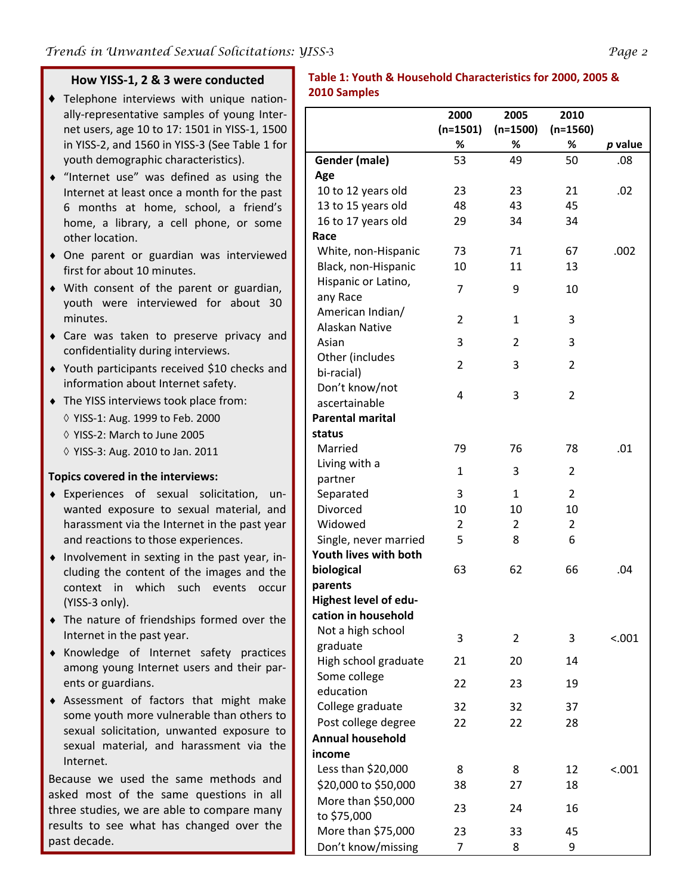## How YISS-1, 2 & 3 were conducted

- Telephone interviews with unique nationally-representative samples of young Internet users, age 10 to 17: 1501 in YISS-1, 1500 in YISS-2, and 1560 in YISS-3 (See Table 1 for youth demographic characteristics).
- "Internet use" was defined as using the Internet at least once a month for the past 6 months at home, school, a friend's home, a library, a cell phone, or some other location.
- One parent or guardian was interviewed first for about 10 minutes.
- With consent of the parent or guardian, youth were interviewed for about 30 minutes.
- Care was taken to preserve privacy and confidentiality during interviews.
- Youth participants received $10 checks and information about Internet safety.
- The YISS interviews took place from:
  - YISS-1: Aug. 1999 to Feb. 2000
  - YISS-2: March to June 2005
  - YISS-3: Aug. 2010 to Jan. 2011

**Topics covered in the interviews:**

- Experiences of sexual solicitation, unwanted exposure to sexual material, and harassment via the Internet in the past year and reactions to those experiences.
- Involvement in sexting in the past year, including the content of the images and the context in which such events occur (YISS-3 only).
- The nature of friendships formed over the Internet in the past year.
- Knowledge of Internet safety practices among young Internet users and their parents or guardians.
- Assessment of factors that might make some youth more vulnerable than others to sexual solicitation, unwanted exposure to sexual material, and harassment via the Internet.

Because we used the same methods and asked most of the same questions in all three studies, we are able to compare many results to see what has changed over the past decade.

**Table 1: Youth & Household Characteristics for 2000, 2005 & 2010 Samples**

| | 2000 (n=1501) % | 2005 (n=1500) % | 2010 (n=1560) % | *p* value |
|---|---|---|---|---|
| **Gender (male)** | 53 | 49 | 50 | .08 |
| **Age** | | | | |
| 10 to 12 years old | 23 | 23 | 21 | .02 |
| 13 to 15 years old | 48 | 43 | 45 | |
| 16 to 17 years old | 29 | 34 | 34 | |
| **Race** | | | | |
| White, non-Hispanic | 73 | 71 | 67 | .002 |
| Black, non-Hispanic | 10 | 11 | 13 | |
| Hispanic or Latino, any Race | 7 | 9 | 10 | |
| American Indian/ Alaskan Native | 2 | 1 | 3 | |
| Asian | 3 | 2 | 3 | |
| Other (includes bi-racial) | 2 | 3 | 2 | |
| Don't know/not ascertainable | 4 | 3 | 2 | |
| **Parental marital status** | | | | |
| Married | 79 | 76 | 78 | .01 |
| Living with a partner | 1 | 3 | 2 | |
| Separated | 3 | 1 | 2 | |
| Divorced | 10 | 10 | 10 | |
| Widowed | 2 | 2 | 2 | |
| Single, never married | 5 | 8 | 6 | |
| **Youth lives with both biological parents** | 63 | 62 | 66 | .04 |
| **Highest level of education in household** | | | | |
| Not a high school graduate | 3 | 2 | 3 | <.001 |
| High school graduate | 21 | 20 | 14 | |
| Some college education | 22 | 23 | 19 | |
| College graduate | 32 | 32 | 37 | |
| Post college degree | 22 | 22 | 28 | |
| **Annual household income** | | | | |
| Less than $20,000 | 8 | 8 | 12 | <.001 |
| $20,000 to $50,000 | 38 | 27 | 18 | |
| More than $50,000 to $75,000 | 23 | 24 | 16 | |
| More than $75,000 | 23 | 33 | 45 | |
| Don't know/missing | 7 | 8 | 9 | |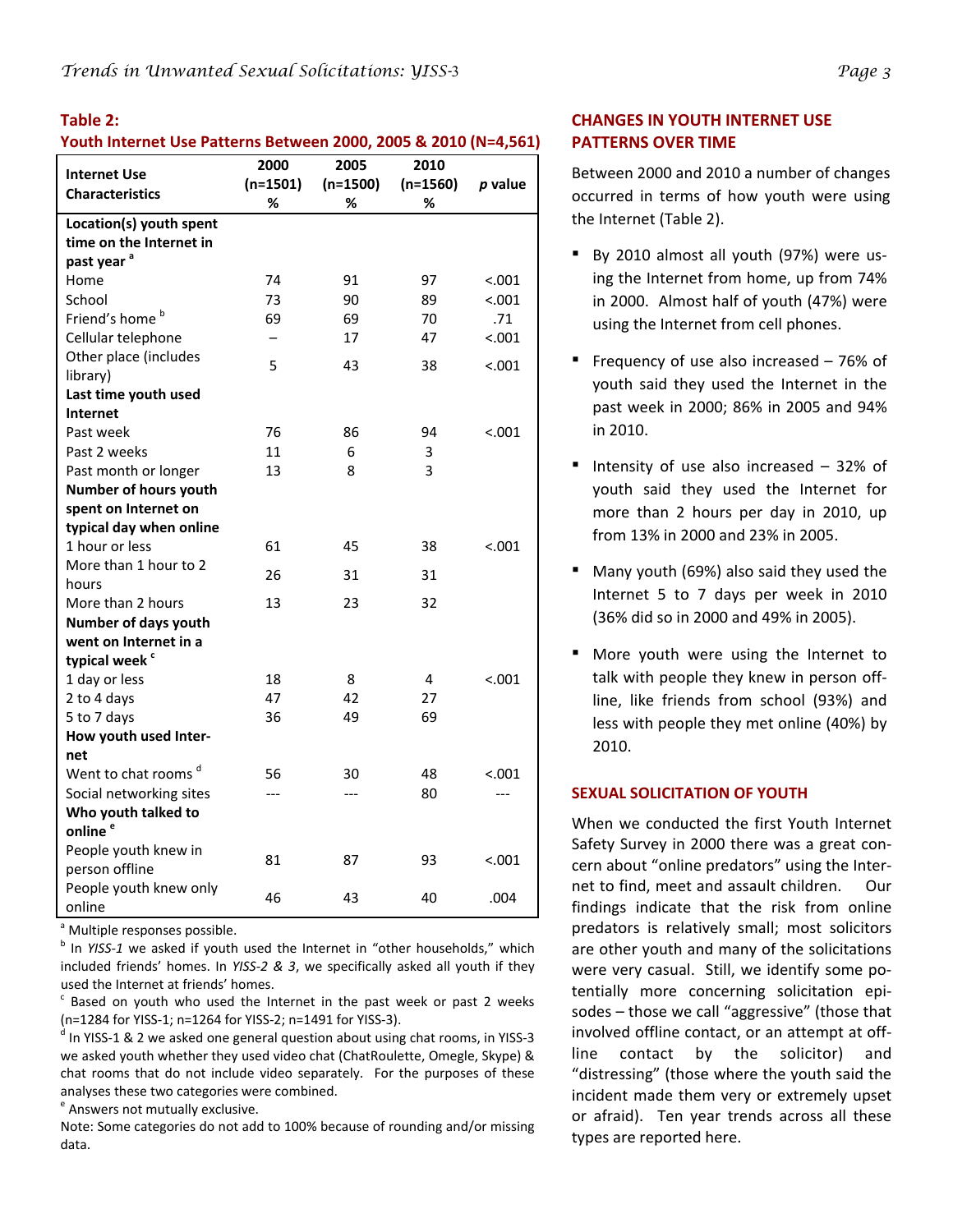**Table 2:**
**Youth Internet Use Patterns Between 2000, 2005 & 2010 (N=4,561)**

| Internet Use Characteristics | 2000 (n=1501) % | 2005 (n=1500) % | 2010 (n=1560) % | *p* value |
|---|---|---|---|---|
| **Location(s) youth spent time on the Internet in past year** [a] | | | | |
| Home | 74 | 91 | 97 | <.001 |
| School | 73 | 90 | 89 | <.001 |
| Friend's home [b] | 69 | 69 | 70 | .71 |
| Cellular telephone | – | 17 | 47 | <.001 |
| Other place (includes library) | 5 | 43 | 38 | <.001 |
| **Last time youth used Internet** | | | | |
| Past week | 76 | 86 | 94 | <.001 |
| Past 2 weeks | 11 | 6 | 3 | |
| Past month or longer | 13 | 8 | 3 | |
| **Number of hours youth spent on Internet on typical day when online** | | | | |
| 1 hour or less | 61 | 45 | 38 | <.001 |
| More than 1 hour to 2 hours | 26 | 31 | 31 | |
| More than 2 hours | 13 | 23 | 32 | |
| **Number of days youth went on Internet in a typical week** [c] | | | | |
| 1 day or less | 18 | 8 | 4 | <.001 |
| 2 to 4 days | 47 | 42 | 27 | |
| 5 to 7 days | 36 | 49 | 69 | |
| **How youth used Internet** | | | | |
| Went to chat rooms [d] | 56 | 30 | 48 | <.001 |
| Social networking sites | --- | --- | 80 | --- |
| **Who youth talked to online** [e] | | | | |
| People youth knew in person offline | 81 | 87 | 93 | <.001 |
| People youth knew only online | 46 | 43 | 40 | .004 |

[a] Multiple responses possible.
[b] In *YISS-1* we asked if youth used the Internet in "other households," which included friends' homes. In *YISS-2 & 3*, we specifically asked all youth if they used the Internet at friends' homes.
[c] Based on youth who used the Internet in the past week or past 2 weeks (n=1284 for YISS-1; n=1264 for YISS-2; n=1491 for YISS-3).
[d] In YISS-1 & 2 we asked one general question about using chat rooms, in YISS-3 we asked youth whether they used video chat (ChatRoulette, Omegle, Skype) & chat rooms that do not include video separately. For the purposes of these analyses these two categories were combined.
[e] Answers not mutually exclusive.
Note: Some categories do not add to 100% because of rounding and/or missing data.

## CHANGES IN YOUTH INTERNET USE PATTERNS OVER TIME

Between 2000 and 2010 a number of changes occurred in terms of how youth were using the Internet (Table 2).

- By 2010 almost all youth (97%) were using the Internet from home, up from 74% in 2000. Almost half of youth (47%) were using the Internet from cell phones.
- Frequency of use also increased – 76% of youth said they used the Internet in the past week in 2000; 86% in 2005 and 94% in 2010.
- Intensity of use also increased – 32% of youth said they used the Internet for more than 2 hours per day in 2010, up from 13% in 2000 and 23% in 2005.
- Many youth (69%) also said they used the Internet 5 to 7 days per week in 2010 (36% did so in 2000 and 49% in 2005).
- More youth were using the Internet to talk with people they knew in person offline, like friends from school (93%) and less with people they met online (40%) by 2010.

## SEXUAL SOLICITATION OF YOUTH

When we conducted the first Youth Internet Safety Survey in 2000 there was a great concern about "online predators" using the Internet to find, meet and assault children. Our findings indicate that the risk from online predators is relatively small; most solicitors are other youth and many of the solicitations were very casual. Still, we identify some potentially more concerning solicitation episodes – those we call "aggressive" (those that involved offline contact, or an attempt at offline contact by the solicitor) and "distressing" (those where the youth said the incident made them very or extremely upset or afraid). Ten year trends across all these types are reported here.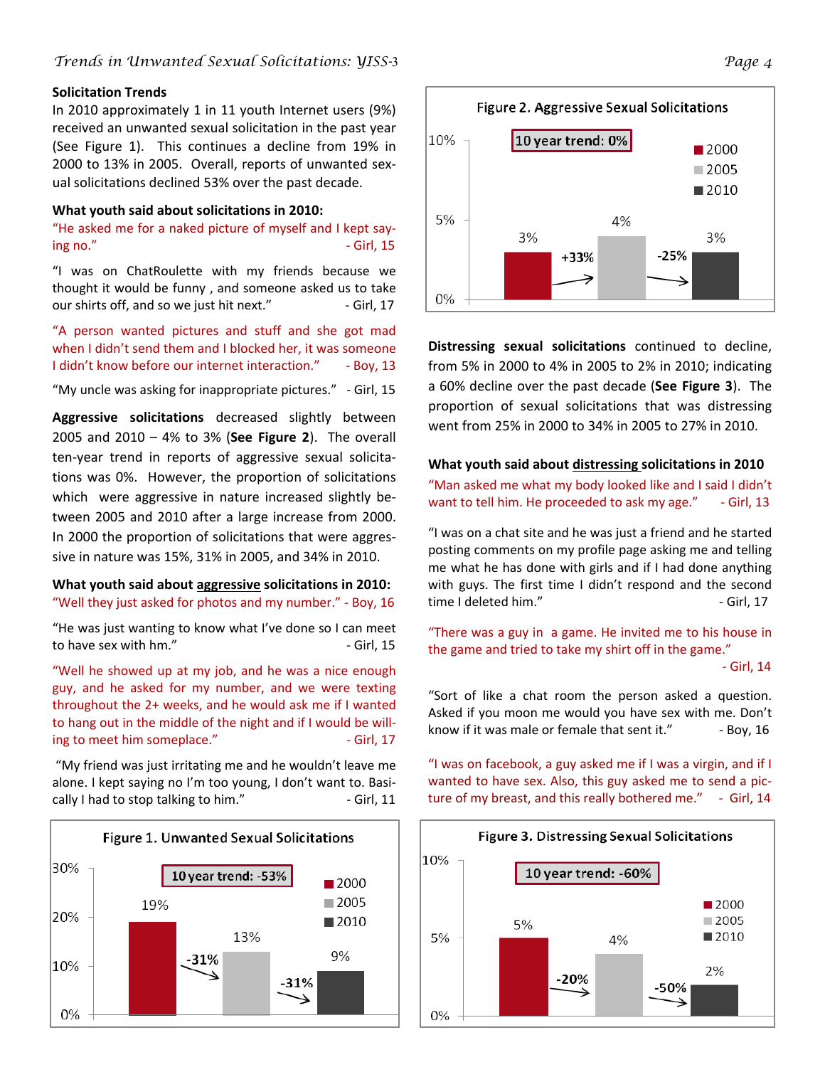## Solicitation Trends

In 2010 approximately 1 in 11 youth Internet users (9%) received an unwanted sexual solicitation in the past year (See Figure 1). This continues a decline from 19% in 2000 to 13% in 2005. Overall, reports of unwanted sexual solicitations declined 53% over the past decade.

### What youth said about solicitations in 2010:

"He asked me for a naked picture of myself and I kept saying no." - Girl, 15

"I was on ChatRoulette with my friends because we thought it would be funny , and someone asked us to take our shirts off, and so we just hit next." - Girl, 17

"A person wanted pictures and stuff and she got mad when I didn't send them and I blocked her, it was someone I didn't know before our internet interaction." - Boy, 13

"My uncle was asking for inappropriate pictures." - Girl, 15

**Aggressive solicitations** decreased slightly between 2005 and 2010 – 4% to 3% (**See Figure 2**). The overall ten-year trend in reports of aggressive sexual solicitations was 0%. However, the proportion of solicitations which were aggressive in nature increased slightly between 2005 and 2010 after a large increase from 2000. In 2000 the proportion of solicitations that were aggressive in nature was 15%, 31% in 2005, and 34% in 2010.

### What youth said about aggressive solicitations in 2010:

"Well they just asked for photos and my number." - Boy, 16

"He was just wanting to know what I've done so I can meet to have sex with hm." - Girl, 15

"Well he showed up at my job, and he was a nice enough guy, and he asked for my number, and we were texting throughout the 2+ weeks, and he would ask me if I wanted to hang out in the middle of the night and if I would be willing to meet him someplace." - Girl, 17

"My friend was just irritating me and he wouldn't leave me alone. I kept saying no I'm too young, I don't want to. Basically I had to stop talking to him." - Girl, 11

**Figure 1. Unwanted Sexual Solicitations**

10 year trend: -53%

| Year | Percent | Change |
|---|---|---|
| 2000 | 19% | |
| 2005 | 13% | -31% |
| 2010 | 9% | -31% |

**Figure 2. Aggressive Sexual Solicitations**

10 year trend: 0%

| Year | Percent | Change |
|---|---|---|
| 2000 | 3% | |
| 2005 | 4% | +33% |
| 2010 | 3% | -25% |

**Distressing sexual solicitations** continued to decline, from 5% in 2000 to 4% in 2005 to 2% in 2010; indicating a 60% decline over the past decade (**See Figure 3**). The proportion of sexual solicitations that was distressing went from 25% in 2000 to 34% in 2005 to 27% in 2010.

### What youth said about distressing solicitations in 2010

"Man asked me what my body looked like and I said I didn't want to tell him. He proceeded to ask my age." - Girl, 13

"I was on a chat site and he was just a friend and he started posting comments on my profile page asking me and telling me what he has done with girls and if I had done anything with guys. The first time I didn't respond and the second time I deleted him." - Girl, 17

"There was a guy in a game. He invited me to his house in the game and tried to take my shirt off in the game." - Girl, 14

"Sort of like a chat room the person asked a question. Asked if you moon me would you have sex with me. Don't know if it was male or female that sent it." - Boy, 16

"I was on facebook, a guy asked me if I was a virgin, and if I wanted to have sex. Also, this guy asked me to send a picture of my breast, and this really bothered me." - Girl, 14

**Figure 3. Distressing Sexual Solicitations**

10 year trend: -60%

| Year | Percent | Change |
|---|---|---|
| 2000 | 5% | |
| 2005 | 4% | -20% |
| 2010 | 2% | -50% |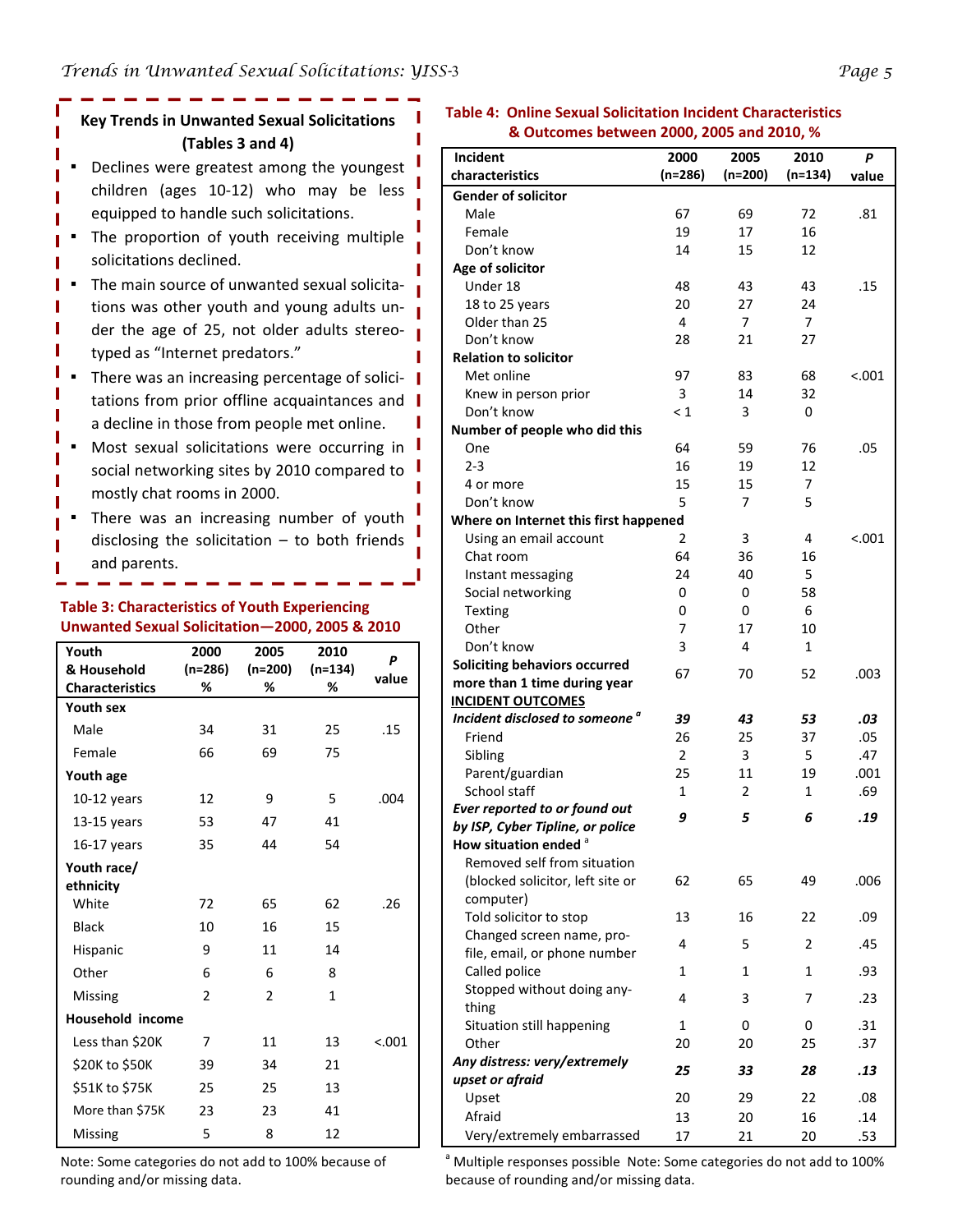### Key Trends in Unwanted Sexual Solicitations (Tables 3 and 4)

- Declines were greatest among the youngest children (ages 10-12) who may be less equipped to handle such solicitations.
- The proportion of youth receiving multiple solicitations declined.
- The main source of unwanted sexual solicitations was other youth and young adults under the age of 25, not older adults stereotyped as "Internet predators."
- There was an increasing percentage of solicitations from prior offline acquaintances and a decline in those from people met online.
- Most sexual solicitations were occurring in social networking sites by 2010 compared to mostly chat rooms in 2000.
- There was an increasing number of youth disclosing the solicitation – to both friends and parents.

**Table 3: Characteristics of Youth Experiencing Unwanted Sexual Solicitation—2000, 2005 & 2010**

| Youth & Household Characteristics | 2000 (n=286) % | 2005 (n=200) % | 2010 (n=134) % | P value |
|---|---|---|---|---|
| **Youth sex** | | | | |
| Male | 34 | 31 | 25 | .15 |
| Female | 66 | 69 | 75 | |
| **Youth age** | | | | |
| 10-12 years | 12 | 9 | 5 | .004 |
| 13-15 years | 53 | 47 | 41 | |
| 16-17 years | 35 | 44 | 54 | |
| **Youth race/ ethnicity** | | | | |
| White | 72 | 65 | 62 | .26 |
| Black | 10 | 16 | 15 | |
| Hispanic | 9 | 11 | 14 | |
| Other | 6 | 6 | 8 | |
| Missing | 2 | 2 | 1 | |
| **Household income** | | | | |
| Less than $20K | 7 | 11 | 13 | <.001 |
| $20K to $50K | 39 | 34 | 21 | |
| $51K to $75K | 25 | 25 | 13 | |
| More than $75K | 23 | 23 | 41 | |
| Missing | 5 | 8 | 12 | |

Note: Some categories do not add to 100% because of rounding and/or missing data.

**Table 4: Online Sexual Solicitation Incident Characteristics & Outcomes between 2000, 2005 and 2010, %**

| Incident characteristics | 2000 (n=286) | 2005 (n=200) | 2010 (n=134) | P value |
|---|---|---|---|---|
| **Gender of solicitor** | | | | |
| Male | 67 | 69 | 72 | .81 |
| Female | 19 | 17 | 16 | |
| Don't know | 14 | 15 | 12 | |
| **Age of solicitor** | | | | |
| Under 18 | 48 | 43 | 43 | .15 |
| 18 to 25 years | 20 | 27 | 24 | |
| Older than 25 | 4 | 7 | 7 | |
| Don't know | 28 | 21 | 27 | |
| **Relation to solicitor** | | | | |
| Met online | 97 | 83 | 68 | <.001 |
| Knew in person prior | 3 | 14 | 32 | |
| Don't know | < 1 | 3 | 0 | |
| **Number of people who did this** | | | | |
| One | 64 | 59 | 76 | .05 |
| 2-3 | 16 | 19 | 12 | |
| 4 or more | 15 | 15 | 7 | |
| Don't know | 5 | 7 | 5 | |
| **Where on Internet this first happened** | | | | |
| Using an email account | 2 | 3 | 4 | <.001 |
| Chat room | 64 | 36 | 16 | |
| Instant messaging | 24 | 40 | 5 | |
| Social networking | 0 | 0 | 58 | |
| Texting | 0 | 0 | 6 | |
| Other | 7 | 17 | 10 | |
| Don't know | 3 | 4 | 1 | |
| **Soliciting behaviors occurred more than 1 time during year** | 67 | 70 | 52 | .003 |
| **INCIDENT OUTCOMES** | | | | |
| ***Incident disclosed to someone*** [a] | ***39*** | ***43*** | ***53*** | ***.03*** |
| Friend | 26 | 25 | 37 | .05 |
| Sibling | 2 | 3 | 5 | .47 |
| Parent/guardian | 25 | 11 | 19 | .001 |
| School staff | 1 | 2 | 1 | .69 |
| ***Ever reported to or found out by ISP, Cyber Tipline, or police*** | ***9*** | ***5*** | ***6*** | ***.19*** |
| **How situation ended** [a] | | | | |
| Removed self from situation (blocked solicitor, left site or computer) | 62 | 65 | 49 | .006 |
| Told solicitor to stop | 13 | 16 | 22 | .09 |
| Changed screen name, profile, email, or phone number | 4 | 5 | 2 | .45 |
| Called police | 1 | 1 | 1 | .93 |
| Stopped without doing anything | 4 | 3 | 7 | .23 |
| Situation still happening | 1 | 0 | 0 | .31 |
| Other | 20 | 20 | 25 | .37 |
| ***Any distress: very/extremely upset or afraid*** | ***25*** | ***33*** | ***28*** | ***.13*** |
| Upset | 20 | 29 | 22 | .08 |
| Afraid | 13 | 20 | 16 | .14 |
| Very/extremely embarrassed | 17 | 21 | 20 | .53 |

[a] Multiple responses possible Note: Some categories do not add to 100% because of rounding and/or missing data.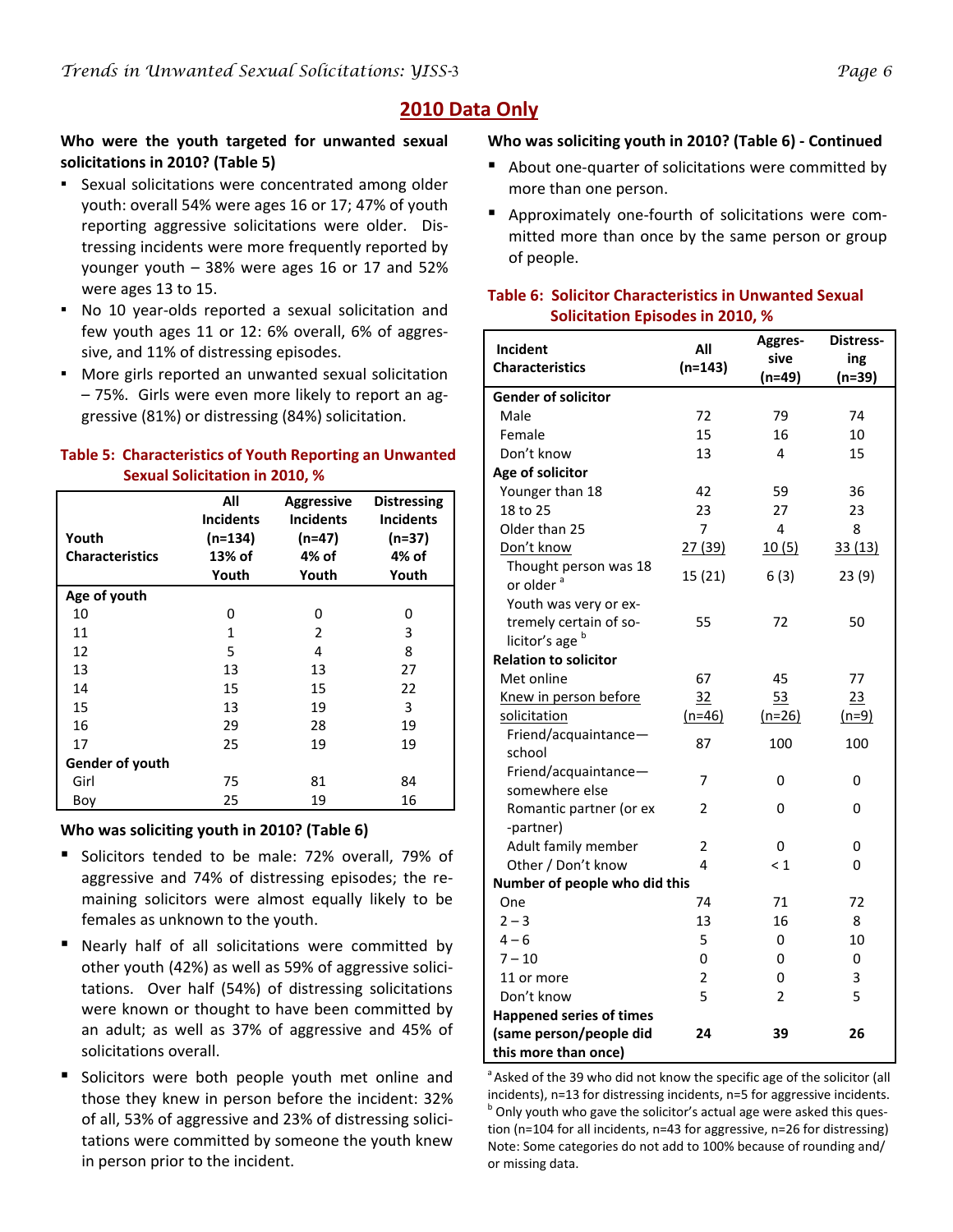## 2010 Data Only

**Who were the youth targeted for unwanted sexual solicitations in 2010? (Table 5)**

- Sexual solicitations were concentrated among older youth: overall 54% were ages 16 or 17; 47% of youth reporting aggressive solicitations were older. Distressing incidents were more frequently reported by younger youth – 38% were ages 16 or 17 and 52% were ages 13 to 15.
- No 10 year-olds reported a sexual solicitation and few youth ages 11 or 12: 6% overall, 6% of aggressive, and 11% of distressing episodes.
- More girls reported an unwanted sexual solicitation – 75%. Girls were even more likely to report an aggressive (81%) or distressing (84%) solicitation.

**Table 5: Characteristics of Youth Reporting an Unwanted Sexual Solicitation in 2010, %**

| Youth Characteristics | All Incidents (n=134) 13% of Youth | Aggressive Incidents (n=47) 4% of Youth | Distressing Incidents (n=37) 4% of Youth |
|---|---|---|---|
| **Age of youth** | | | |
| 10 | 0 | 0 | 0 |
| 11 | 1 | 2 | 3 |
| 12 | 5 | 4 | 8 |
| 13 | 13 | 13 | 27 |
| 14 | 15 | 15 | 22 |
| 15 | 13 | 19 | 3 |
| 16 | 29 | 28 | 19 |
| 17 | 25 | 19 | 19 |
| **Gender of youth** | | | |
| Girl | 75 | 81 | 84 |
| Boy | 25 | 19 | 16 |

**Who was soliciting youth in 2010? (Table 6)**

- Solicitors tended to be male: 72% overall, 79% of aggressive and 74% of distressing episodes; the remaining solicitors were almost equally likely to be females as unknown to the youth.
- Nearly half of all solicitations were committed by other youth (42%) as well as 59% of aggressive solicitations. Over half (54%) of distressing solicitations were known or thought to have been committed by an adult; as well as 37% of aggressive and 45% of solicitations overall.
- Solicitors were both people youth met online and those they knew in person before the incident: 32% of all, 53% of aggressive and 23% of distressing solicitations were committed by someone the youth knew in person prior to the incident.

**Who was soliciting youth in 2010? (Table 6) - Continued**

- About one-quarter of solicitations were committed by more than one person.
- Approximately one-fourth of solicitations were committed more than once by the same person or group of people.

**Table 6: Solicitor Characteristics in Unwanted Sexual Solicitation Episodes in 2010, %**

| Incident Characteristics | All (n=143) | Aggressive (n=49) | Distressing (n=39) |
|---|---|---|---|
| **Gender of solicitor** | | | |
| Male | 72 | 79 | 74 |
| Female | 15 | 16 | 10 |
| Don't know | 13 | 4 | 15 |
| **Age of solicitor** | | | |
| Younger than 18 | 42 | 59 | 36 |
| 18 to 25 | 23 | 27 | 23 |
| Older than 25 | 7 | 4 | 8 |
| Don't know | 27 (39) | 10 (5) | 33 (13) |
| Thought person was 18 or older [a] | 15 (21) | 6 (3) | 23 (9) |
| Youth was very or extremely certain of solicitor's age [b] | 55 | 72 | 50 |
| **Relation to solicitor** | | | |
| Met online | 67 | 45 | 77 |
| Knew in person before solicitation | 32 (n=46) | 53 (n=26) | 23 (n=9) |
| Friend/acquaintance—school | 87 | 100 | 100 |
| Friend/acquaintance—somewhere else | 7 | 0 | 0 |
| Romantic partner (or ex-partner) | 2 | 0 | 0 |
| Adult family member | 2 | 0 | 0 |
| Other / Don't know | 4 | < 1 | 0 |
| **Number of people who did this** | | | |
| One | 74 | 71 | 72 |
| 2 – 3 | 13 | 16 | 8 |
| 4 – 6 | 5 | 0 | 10 |
| 7 – 10 | 0 | 0 | 0 |
| 11 or more | 2 | 0 | 3 |
| Don't know | 5 | 2 | 5 |
| **Happened series of times (same person/people did this more than once)** | **24** | **39** | **26** |

[a] Asked of the 39 who did not know the specific age of the solicitor (all incidents), n=13 for distressing incidents, n=5 for aggressive incidents.
[b] Only youth who gave the solicitor's actual age were asked this question (n=104 for all incidents, n=43 for aggressive, n=26 for distressing)
Note: Some categories do not add to 100% because of rounding and/or missing data.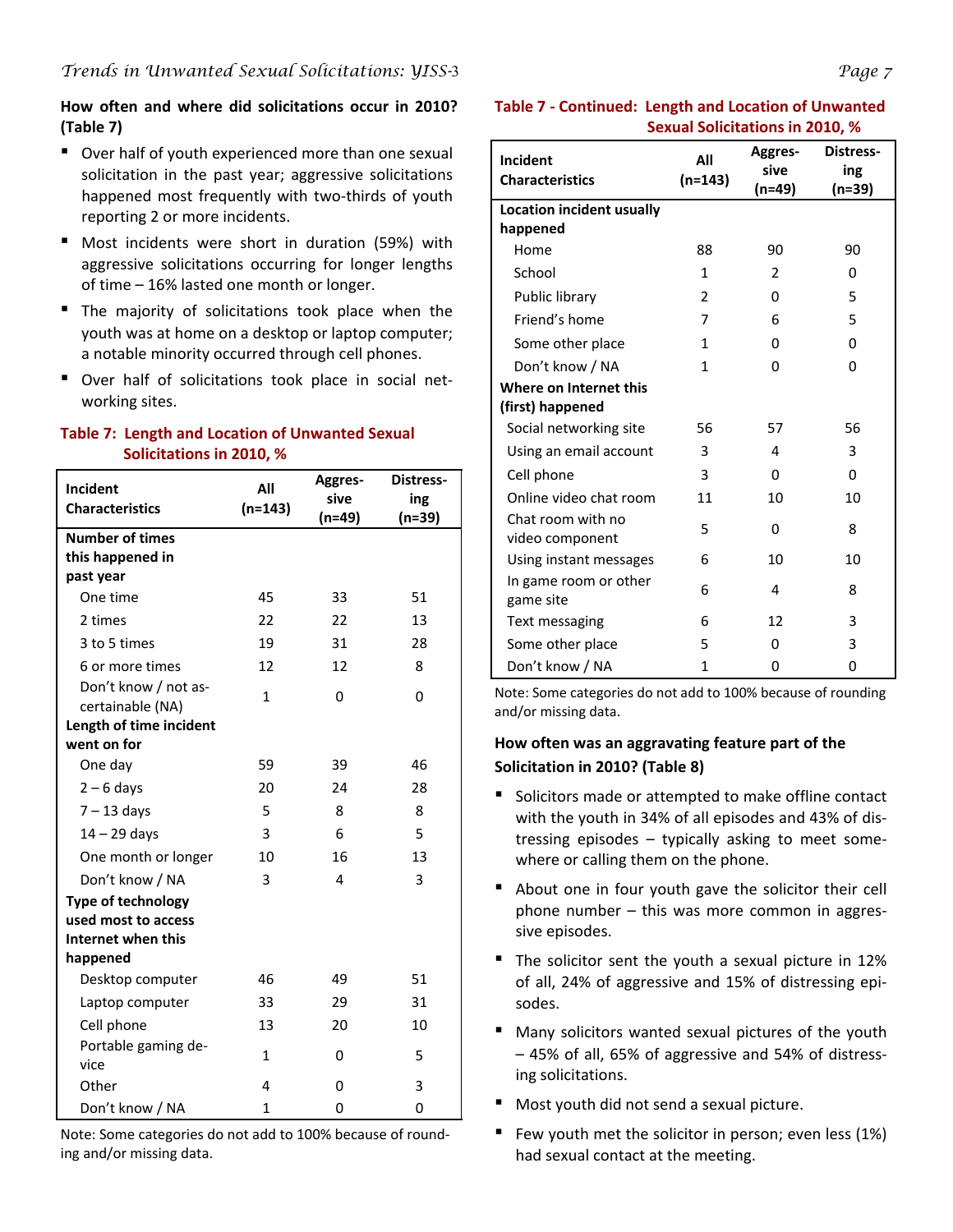### How often and where did solicitations occur in 2010? (Table 7)

- Over half of youth experienced more than one sexual solicitation in the past year; aggressive solicitations happened most frequently with two-thirds of youth reporting 2 or more incidents.
- Most incidents were short in duration (59%) with aggressive solicitations occurring for longer lengths of time – 16% lasted one month or longer.
- The majority of solicitations took place when the youth was at home on a desktop or laptop computer; a notable minority occurred through cell phones.
- Over half of solicitations took place in social networking sites.

**Table 7: Length and Location of Unwanted Sexual Solicitations in 2010, %**

| Incident Characteristics | All (n=143) | Aggressive (n=49) | Distressing (n=39) |
|---|---|---|---|
| **Number of times this happened in past year** | | | |
| One time | 45 | 33 | 51 |
| 2 times | 22 | 22 | 13 |
| 3 to 5 times | 19 | 31 | 28 |
| 6 or more times | 12 | 12 | 8 |
| Don't know / not ascertainable (NA) | 1 | 0 | 0 |
| **Length of time incident went on for** | | | |
| One day | 59 | 39 | 46 |
| 2 – 6 days | 20 | 24 | 28 |
| 7 – 13 days | 5 | 8 | 8 |
| 14 – 29 days | 3 | 6 | 5 |
| One month or longer | 10 | 16 | 13 |
| Don't know / NA | 3 | 4 | 3 |
| **Type of technology used most to access Internet when this happened** | | | |
| Desktop computer | 46 | 49 | 51 |
| Laptop computer | 33 | 29 | 31 |
| Cell phone | 13 | 20 | 10 |
| Portable gaming device | 1 | 0 | 5 |
| Other | 4 | 0 | 3 |
| Don't know / NA | 1 | 0 | 0 |
| **Location incident usually happened** | | | |
| Home | 88 | 90 | 90 |
| School | 1 | 2 | 0 |
| Public library | 2 | 0 | 5 |
| Friend's home | 7 | 6 | 5 |
| Some other place | 1 | 0 | 0 |
| Don't know / NA | 1 | 0 | 0 |
| **Where on Internet this (first) happened** | | | |
| Social networking site | 56 | 57 | 56 |
| Using an email account | 3 | 4 | 3 |
| Cell phone | 3 | 0 | 0 |
| Online video chat room | 11 | 10 | 10 |
| Chat room with no video component | 5 | 0 | 8 |
| Using instant messages | 6 | 10 | 10 |
| In game room or other game site | 6 | 4 | 8 |
| Text messaging | 6 | 12 | 3 |
| Some other place | 5 | 0 | 3 |
| Don't know / NA | 1 | 0 | 0 |

Note: Some categories do not add to 100% because of rounding and/or missing data.

### How often was an aggravating feature part of the Solicitation in 2010? (Table 8)

- Solicitors made or attempted to make offline contact with the youth in 34% of all episodes and 43% of distressing episodes – typically asking to meet somewhere or calling them on the phone.
- About one in four youth gave the solicitor their cell phone number – this was more common in aggressive episodes.
- The solicitor sent the youth a sexual picture in 12% of all, 24% of aggressive and 15% of distressing episodes.
- Many solicitors wanted sexual pictures of the youth – 45% of all, 65% of aggressive and 54% of distressing solicitations.
- Most youth did not send a sexual picture.
- Few youth met the solicitor in person; even less (1%) had sexual contact at the meeting.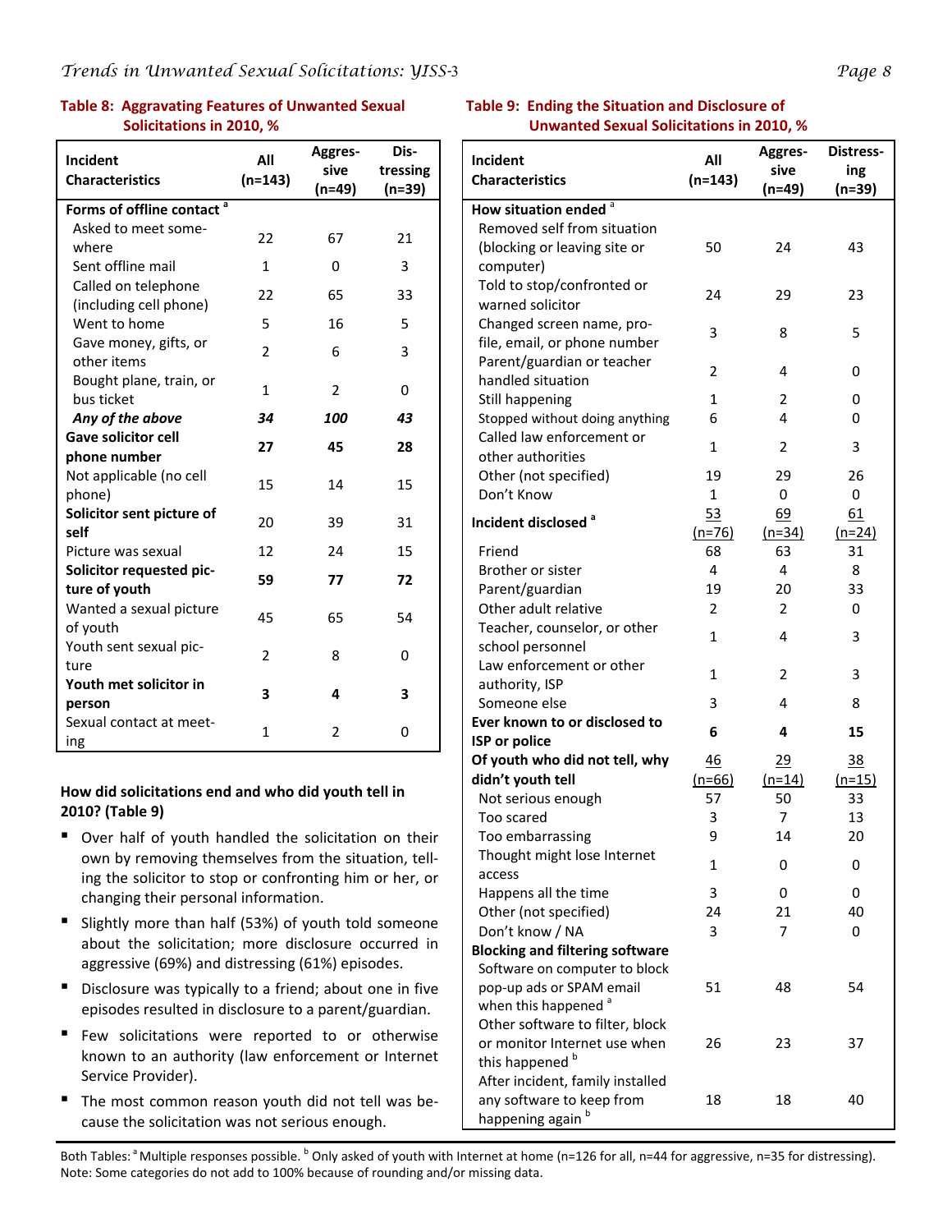### Table 8: Aggravating Features of Unwanted Sexual Solicitations in 2010, %

| Incident Characteristics | All (n=143) | Aggressive (n=49) | Distressing (n=39) |
|---|---|---|---|
| **Forms of offline contact** [a] | | | |
| Asked to meet somewhere | 22 | 67 | 21 |
| Sent offline mail | 1 | 0 | 3 |
| Called on telephone (including cell phone) | 22 | 65 | 33 |
| Went to home | 5 | 16 | 5 |
| Gave money, gifts, or other items | 2 | 6 | 3 |
| Bought plane, train, or bus ticket | 1 | 2 | 0 |
| ***Any of the above*** | ***34*** | ***100*** | ***43*** |
| **Gave solicitor cell phone number** | **27** | **45** | **28** |
| Not applicable (no cell phone) | 15 | 14 | 15 |
| **Solicitor sent picture of self** | 20 | 39 | 31 |
| Picture was sexual | 12 | 24 | 15 |
| **Solicitor requested picture of youth** | **59** | **77** | **72** |
| Wanted a sexual picture of youth | 45 | 65 | 54 |
| Youth sent sexual picture | 2 | 8 | 0 |
| **Youth met solicitor in person** | **3** | **4** | **3** |
| Sexual contact at meeting | 1 | 2 | 0 |

### How did solicitations end and who did youth tell in 2010? (Table 9)

- Over half of youth handled the solicitation on their own by removing themselves from the situation, telling the solicitor to stop or confronting him or her, or changing their personal information.
- Slightly more than half (53%) of youth told someone about the solicitation; more disclosure occurred in aggressive (69%) and distressing (61%) episodes.
- Disclosure was typically to a friend; about one in five episodes resulted in disclosure to a parent/guardian.
- Few solicitations were reported to or otherwise known to an authority (law enforcement or Internet Service Provider).
- The most common reason youth did not tell was because the solicitation was not serious enough.

### Table 9: Ending the Situation and Disclosure of Unwanted Sexual Solicitations in 2010, %

| Incident Characteristics | All (n=143) | Aggressive (n=49) | Distressing (n=39) |
|---|---|---|---|
| **How situation ended** [a] | | | |
| Removed self from situation (blocking or leaving site or computer) | 50 | 24 | 43 |
| Told to stop/confronted or warned solicitor | 24 | 29 | 23 |
| Changed screen name, profile, email, or phone number | 3 | 8 | 5 |
| Parent/guardian or teacher handled situation | 2 | 4 | 0 |
| Still happening | 1 | 2 | 0 |
| Stopped without doing anything | 6 | 4 | 0 |
| Called law enforcement or other authorities | 1 | 2 | 3 |
| Other (not specified) | 19 | 29 | 26 |
| Don't Know | 1 | 0 | 0 |
| **Incident disclosed** [a] | 53 (n=76) | 69 (n=34) | 61 (n=24) |
| Friend | 68 | 63 | 31 |
| Brother or sister | 4 | 4 | 8 |
| Parent/guardian | 19 | 20 | 33 |
| Other adult relative | 2 | 2 | 0 |
| Teacher, counselor, or other school personnel | 1 | 4 | 3 |
| Law enforcement or other authority, ISP | 1 | 2 | 3 |
| Someone else | 3 | 4 | 8 |
| **Ever known to or disclosed to ISP or police** | **6** | **4** | **15** |
| **Of youth who did not tell, why didn't youth tell** | 46 (n=66) | 29 (n=14) | 38 (n=15) |
| Not serious enough | 57 | 50 | 33 |
| Too scared | 3 | 7 | 13 |
| Too embarrassing | 9 | 14 | 20 |
| Thought might lose Internet access | 1 | 0 | 0 |
| Happens all the time | 3 | 0 | 0 |
| Other (not specified) | 24 | 21 | 40 |
| Don't know / NA | 3 | 7 | 0 |
| **Blocking and filtering software** | | | |
| Software on computer to block pop-up ads or SPAM email when this happened [a] | 51 | 48 | 54 |
| Other software to filter, block or monitor Internet use when this happened [b] | 26 | 23 | 37 |
| After incident, family installed any software to keep from happening again [b] | 18 | 18 | 40 |

Both Tables: [a] Multiple responses possible. [b] Only asked of youth with Internet at home (n=126 for all, n=44 for aggressive, n=35 for distressing).
Note: Some categories do not add to 100% because of rounding and/or missing data.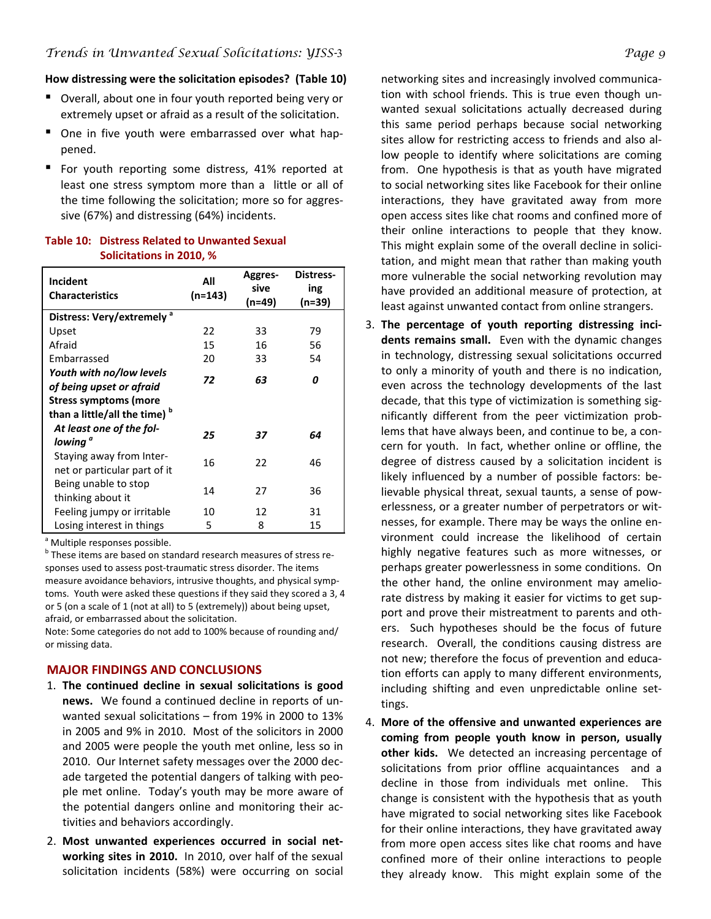**How distressing were the solicitation episodes? (Table 10)**

- Overall, about one in four youth reported being very or extremely upset or afraid as a result of the solicitation.
- One in five youth were embarrassed over what happened.
- For youth reporting some distress, 41% reported at least one stress symptom more than a little or all of the time following the solicitation; more so for aggressive (67%) and distressing (64%) incidents.

**Table 10: Distress Related to Unwanted Sexual Solicitations in 2010, %**

| Incident Characteristics | All (n=143) | Aggressive (n=49) | Distressing (n=39) |
|---|---|---|---|
| **Distress: Very/extremely** [a] | | | |
| Upset | 22 | 33 | 79 |
| Afraid | 15 | 16 | 56 |
| Embarrassed | 20 | 33 | 54 |
| ***Youth with no/low levels of being upset or afraid*** | ***72*** | ***63*** | ***0*** |
| **Stress symptoms (more than a little/all the time)** [b] | | | |
| ***At least one of the following*** [a] | ***25*** | ***37*** | ***64*** |
| Staying away from Internet or particular part of it | 16 | 22 | 46 |
| Being unable to stop thinking about it | 14 | 27 | 36 |
| Feeling jumpy or irritable | 10 | 12 | 31 |
| Losing interest in things | 5 | 8 | 15 |

[a] Multiple responses possible.

[b] These items are based on standard research measures of stress responses used to assess post-traumatic stress disorder. The items measure avoidance behaviors, intrusive thoughts, and physical symptoms. Youth were asked these questions if they said they scored a 3, 4 or 5 (on a scale of 1 (not at all) to 5 (extremely)) about being upset, afraid, or embarrassed about the solicitation.

Note: Some categories do not add to 100% because of rounding and/or missing data.

## MAJOR FINDINGS AND CONCLUSIONS

1. **The continued decline in sexual solicitations is good news.** We found a continued decline in reports of unwanted sexual solicitations – from 19% in 2000 to 13% in 2005 and 9% in 2010. Most of the solicitors in 2000 and 2005 were people the youth met online, less so in 2010. Our Internet safety messages over the 2000 decade targeted the potential dangers of talking with people met online. Today's youth may be more aware of the potential dangers online and monitoring their activities and behaviors accordingly.

2. **Most unwanted experiences occurred in social networking sites in 2010.** In 2010, over half of the sexual solicitation incidents (58%) were occurring on social networking sites and increasingly involved communication with school friends. This is true even though unwanted sexual solicitations actually decreased during this same period perhaps because social networking sites allow for restricting access to friends and also allow people to identify where solicitations are coming from. One hypothesis is that as youth have migrated to social networking sites like Facebook for their online interactions, they have gravitated away from more open access sites like chat rooms and confined more of their online interactions to people that they know. This might explain some of the overall decline in solicitation, and might mean that rather than making youth more vulnerable the social networking revolution may have provided an additional measure of protection, at least against unwanted contact from online strangers.

3. **The percentage of youth reporting distressing incidents remains small.** Even with the dynamic changes in technology, distressing sexual solicitations occurred to only a minority of youth and there is no indication, even across the technology developments of the last decade, that this type of victimization is something significantly different from the peer victimization problems that have always been, and continue to be, a concern for youth. In fact, whether online or offline, the degree of distress caused by a solicitation incident is likely influenced by a number of possible factors: believable physical threat, sexual taunts, a sense of powerlessness, or a greater number of perpetrators or witnesses, for example. There may be ways the online environment could increase the likelihood of certain highly negative features such as more witnesses, or perhaps greater powerlessness in some conditions. On the other hand, the online environment may ameliorate distress by making it easier for victims to get support and prove their mistreatment to parents and others. Such hypotheses should be the focus of future research. Overall, the conditions causing distress are not new; therefore the focus of prevention and education efforts can apply to many different environments, including shifting and even unpredictable online settings.

4. **More of the offensive and unwanted experiences are coming from people youth know in person, usually other kids.** We detected an increasing percentage of solicitations from prior offline acquaintances and a decline in those from individuals met online. This change is consistent with the hypothesis that as youth have migrated to social networking sites like Facebook for their online interactions, they have gravitated away from more open access sites like chat rooms and have confined more of their online interactions to people they already know. This might explain some of the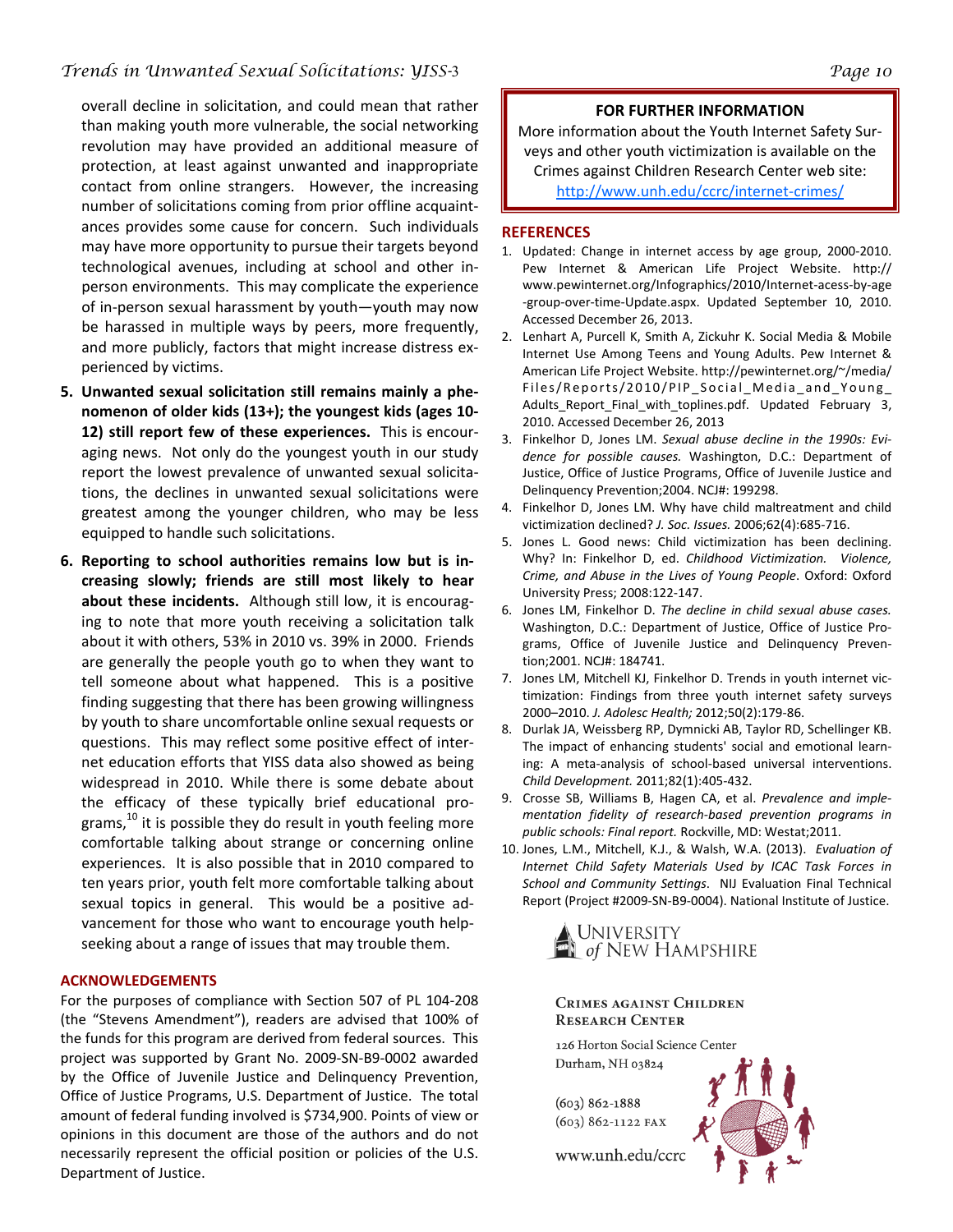overall decline in solicitation, and could mean that rather than making youth more vulnerable, the social networking revolution may have provided an additional measure of protection, at least against unwanted and inappropriate contact from online strangers. However, the increasing number of solicitations coming from prior offline acquaintances provides some cause for concern. Such individuals may have more opportunity to pursue their targets beyond technological avenues, including at school and other in-person environments. This may complicate the experience of in-person sexual harassment by youth—youth may now be harassed in multiple ways by peers, more frequently, and more publicly, factors that might increase distress experienced by victims.

5. **Unwanted sexual solicitation still remains mainly a phenomenon of older kids (13+); the youngest kids (ages 10-12) still report few of these experiences.** This is encouraging news. Not only do the youngest youth in our study report the lowest prevalence of unwanted sexual solicitations, the declines in unwanted sexual solicitations were greatest among the younger children, who may be less equipped to handle such solicitations.

6. **Reporting to school authorities remains low but is increasing slowly; friends are still most likely to hear about these incidents.** Although still low, it is encouraging to note that more youth receiving a solicitation talk about it with others, 53% in 2010 vs. 39% in 2000. Friends are generally the people youth go to when they want to tell someone about what happened. This is a positive finding suggesting that there has been growing willingness by youth to share uncomfortable online sexual requests or questions. This may reflect some positive effect of internet education efforts that YISS data also showed as being widespread in 2010. While there is some debate about the efficacy of these typically brief educational programs,[10] it is possible they do result in youth feeling more comfortable talking about strange or concerning online experiences. It is also possible that in 2010 compared to ten years prior, youth felt more comfortable talking about sexual topics in general. This would be a positive advancement for those who want to encourage youth help-seeking about a range of issues that may trouble them.

## ACKNOWLEDGEMENTS

For the purposes of compliance with Section 507 of PL 104-208 (the "Stevens Amendment"), readers are advised that 100% of the funds for this program are derived from federal sources. This project was supported by Grant No. 2009-SN-B9-0002 awarded by the Office of Juvenile Justice and Delinquency Prevention, Office of Justice Programs, U.S. Department of Justice. The total amount of federal funding involved is $734,900. Points of view or opinions in this document are those of the authors and do not necessarily represent the official position or policies of the U.S. Department of Justice.

**FOR FURTHER INFORMATION**

More information about the Youth Internet Safety Surveys and other youth victimization is available on the Crimes against Children Research Center web site: http://www.unh.edu/ccrc/internet-crimes/

## REFERENCES

1. Updated: Change in internet access by age group, 2000-2010. Pew Internet & American Life Project Website. http://www.pewinternet.org/Infographics/2010/Internet-acess-by-age-group-over-time-Update.aspx. Updated September 10, 2010. Accessed December 26, 2013.
2. Lenhart A, Purcell K, Smith A, Zickuhr K. Social Media & Mobile Internet Use Among Teens and Young Adults. Pew Internet & American Life Project Website. http://pewinternet.org/~/media/Files/Reports/2010/PIP_Social_Media_and_Young_Adults_Report_Final_with_toplines.pdf. Updated February 3, 2010. Accessed December 26, 2013
3. Finkelhor D, Jones LM. *Sexual abuse decline in the 1990s: Evidence for possible causes.* Washington, D.C.: Department of Justice, Office of Justice Programs, Office of Juvenile Justice and Delinquency Prevention;2004. NCJ#: 199298.
4. Finkelhor D, Jones LM. Why have child maltreatment and child victimization declined? *J. Soc. Issues.* 2006;62(4):685-716.
5. Jones L. Good news: Child victimization has been declining. Why? In: Finkelhor D, ed. *Childhood Victimization. Violence, Crime, and Abuse in the Lives of Young People*. Oxford: Oxford University Press; 2008:122-147.
6. Jones LM, Finkelhor D. *The decline in child sexual abuse cases.* Washington, D.C.: Department of Justice, Office of Justice Programs, Office of Juvenile Justice and Delinquency Prevention;2001. NCJ#: 184741.
7. Jones LM, Mitchell KJ, Finkelhor D. Trends in youth internet victimization: Findings from three youth internet safety surveys 2000–2010. *J. Adolesc Health;* 2012;50(2):179-86.
8. Durlak JA, Weissberg RP, Dymnicki AB, Taylor RD, Schellinger KB. The impact of enhancing students' social and emotional learning: A meta-analysis of school-based universal interventions. *Child Development.* 2011;82(1):405-432.
9. Crosse SB, Williams B, Hagen CA, et al. *Prevalence and implementation fidelity of research-based prevention programs in public schools: Final report.* Rockville, MD: Westat;2011.
10. Jones, L.M., Mitchell, K.J., & Walsh, W.A. (2013). *Evaluation of Internet Child Safety Materials Used by ICAC Task Forces in School and Community Settings*. NIJ Evaluation Final Technical Report (Project #2009-SN-B9-0004). National Institute of Justice.

University of New Hampshire

Crimes against Children Research Center

126 Horton Social Science Center
Durham, NH 03824

(603) 862-1888
(603) 862-1122 FAX

www.unh.edu/ccrc